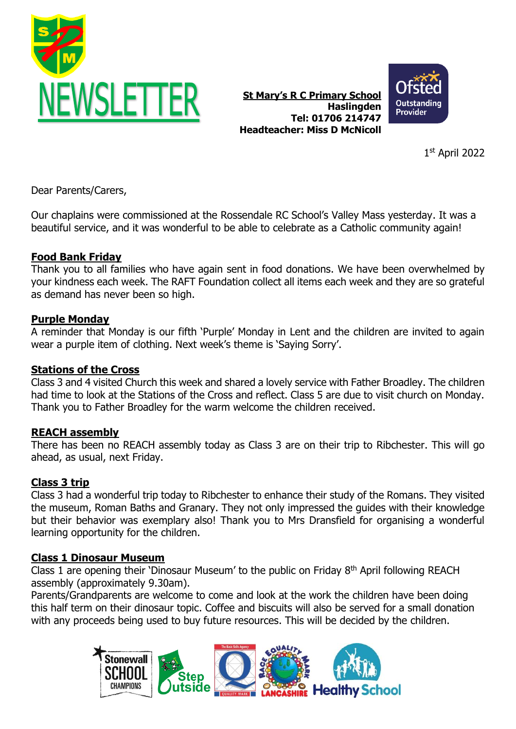# NEWSLETTER

**St Mary's R C Primary School**
**Haslingden**
**Tel: 01706 214747**
**Headteacher: Miss D McNicoll**

Ofsted Outstanding Provider

1st April 2022

Dear Parents/Carers,

Our chaplains were commissioned at the Rossendale RC School's Valley Mass yesterday. It was a beautiful service, and it was wonderful to be able to celebrate as a Catholic community again!

## Food Bank Friday

Thank you to all families who have again sent in food donations. We have been overwhelmed by your kindness each week. The RAFT Foundation collect all items each week and they are so grateful as demand has never been so high.

## Purple Monday

A reminder that Monday is our fifth 'Purple' Monday in Lent and the children are invited to again wear a purple item of clothing. Next week's theme is 'Saying Sorry'.

## Stations of the Cross

Class 3 and 4 visited Church this week and shared a lovely service with Father Broadley. The children had time to look at the Stations of the Cross and reflect. Class 5 are due to visit church on Monday. Thank you to Father Broadley for the warm welcome the children received.

## REACH assembly

There has been no REACH assembly today as Class 3 are on their trip to Ribchester. This will go ahead, as usual, next Friday.

## Class 3 trip

Class 3 had a wonderful trip today to Ribchester to enhance their study of the Romans. They visited the museum, Roman Baths and Granary. They not only impressed the guides with their knowledge but their behavior was exemplary also! Thank you to Mrs Dransfield for organising a wonderful learning opportunity for the children.

## Class 1 Dinosaur Museum

Class 1 are opening their 'Dinosaur Museum' to the public on Friday 8th April following REACH assembly (approximately 9.30am).

Parents/Grandparents are welcome to come and look at the work the children have been doing this half term on their dinosaur topic. Coffee and biscuits will also be served for a small donation with any proceeds being used to buy future resources. This will be decided by the children.

Stonewall School Champions | Step Outside | The Basic Skills Agency Quality Mark | Race Equality Mark Lancashire | Healthy School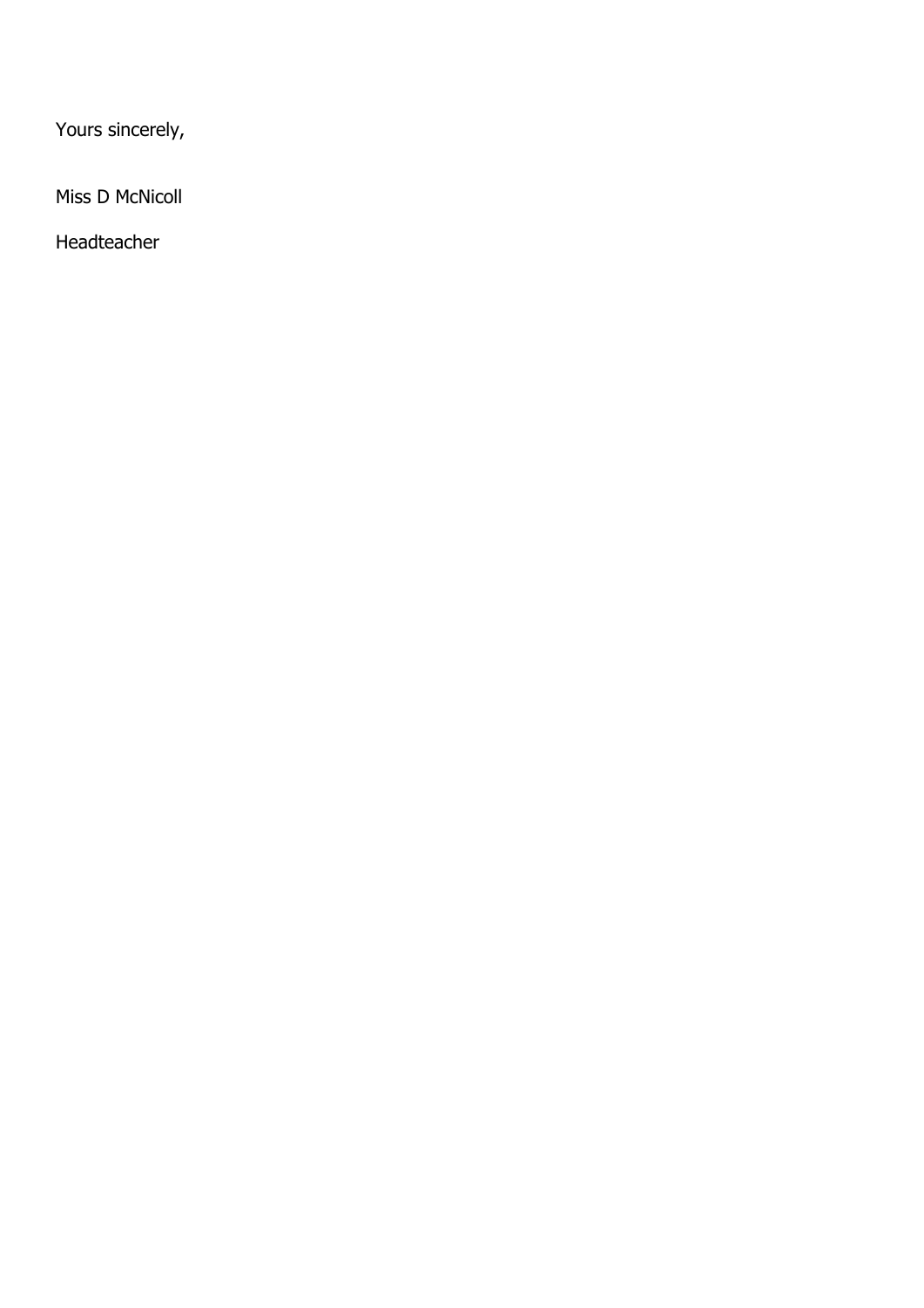Yours sincerely,

Miss D McNicoll

Headteacher